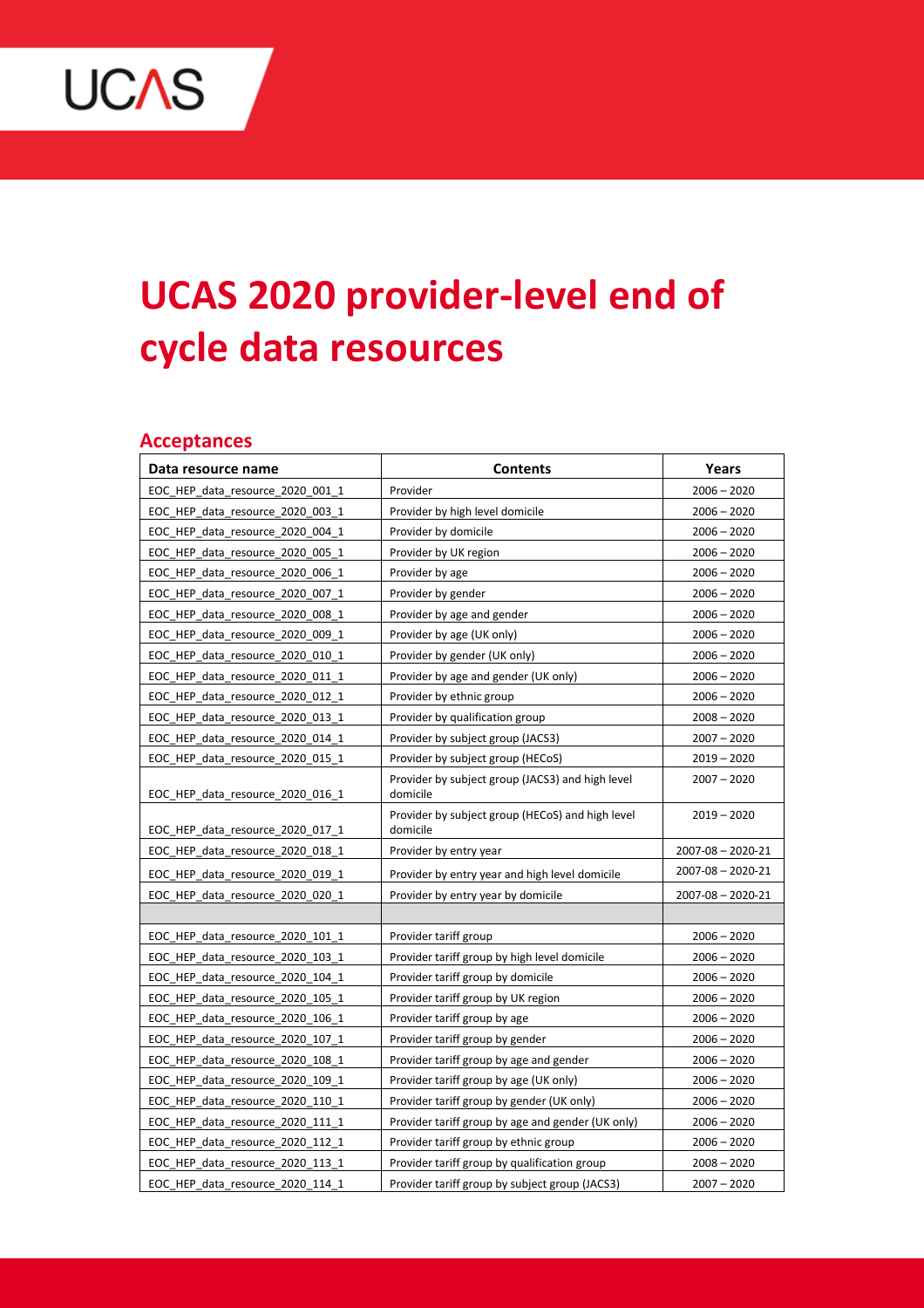# UCAS 2020 provider-level end of cycle data resources

## Acceptances

| Data resource name | Contents | Years |
|---|---|---|
| EOC_HEP_data_resource_2020_001_1 | Provider | 2006 – 2020 |
| EOC_HEP_data_resource_2020_003_1 | Provider by high level domicile | 2006 – 2020 |
| EOC_HEP_data_resource_2020_004_1 | Provider by domicile | 2006 – 2020 |
| EOC_HEP_data_resource_2020_005_1 | Provider by UK region | 2006 – 2020 |
| EOC_HEP_data_resource_2020_006_1 | Provider by age | 2006 – 2020 |
| EOC_HEP_data_resource_2020_007_1 | Provider by gender | 2006 – 2020 |
| EOC_HEP_data_resource_2020_008_1 | Provider by age and gender | 2006 – 2020 |
| EOC_HEP_data_resource_2020_009_1 | Provider by age (UK only) | 2006 – 2020 |
| EOC_HEP_data_resource_2020_010_1 | Provider by gender (UK only) | 2006 – 2020 |
| EOC_HEP_data_resource_2020_011_1 | Provider by age and gender (UK only) | 2006 – 2020 |
| EOC_HEP_data_resource_2020_012_1 | Provider by ethnic group | 2006 – 2020 |
| EOC_HEP_data_resource_2020_013_1 | Provider by qualification group | 2008 – 2020 |
| EOC_HEP_data_resource_2020_014_1 | Provider by subject group (JACS3) | 2007 – 2020 |
| EOC_HEP_data_resource_2020_015_1 | Provider by subject group (HECoS) | 2019 – 2020 |
| EOC_HEP_data_resource_2020_016_1 | Provider by subject group (JACS3) and high level domicile | 2007 – 2020 |
| EOC_HEP_data_resource_2020_017_1 | Provider by subject group (HECoS) and high level domicile | 2019 – 2020 |
| EOC_HEP_data_resource_2020_018_1 | Provider by entry year | 2007-08 – 2020-21 |
| EOC_HEP_data_resource_2020_019_1 | Provider by entry year and high level domicile | 2007-08 – 2020-21 |
| EOC_HEP_data_resource_2020_020_1 | Provider by entry year by domicile | 2007-08 – 2020-21 |
| | | |
| EOC_HEP_data_resource_2020_101_1 | Provider tariff group | 2006 – 2020 |
| EOC_HEP_data_resource_2020_103_1 | Provider tariff group by high level domicile | 2006 – 2020 |
| EOC_HEP_data_resource_2020_104_1 | Provider tariff group by domicile | 2006 – 2020 |
| EOC_HEP_data_resource_2020_105_1 | Provider tariff group by UK region | 2006 – 2020 |
| EOC_HEP_data_resource_2020_106_1 | Provider tariff group by age | 2006 – 2020 |
| EOC_HEP_data_resource_2020_107_1 | Provider tariff group by gender | 2006 – 2020 |
| EOC_HEP_data_resource_2020_108_1 | Provider tariff group by age and gender | 2006 – 2020 |
| EOC_HEP_data_resource_2020_109_1 | Provider tariff group by age (UK only) | 2006 – 2020 |
| EOC_HEP_data_resource_2020_110_1 | Provider tariff group by gender (UK only) | 2006 – 2020 |
| EOC_HEP_data_resource_2020_111_1 | Provider tariff group by age and gender (UK only) | 2006 – 2020 |
| EOC_HEP_data_resource_2020_112_1 | Provider tariff group by ethnic group | 2006 – 2020 |
| EOC_HEP_data_resource_2020_113_1 | Provider tariff group by qualification group | 2008 – 2020 |
| EOC_HEP_data_resource_2020_114_1 | Provider tariff group by subject group (JACS3) | 2007 – 2020 |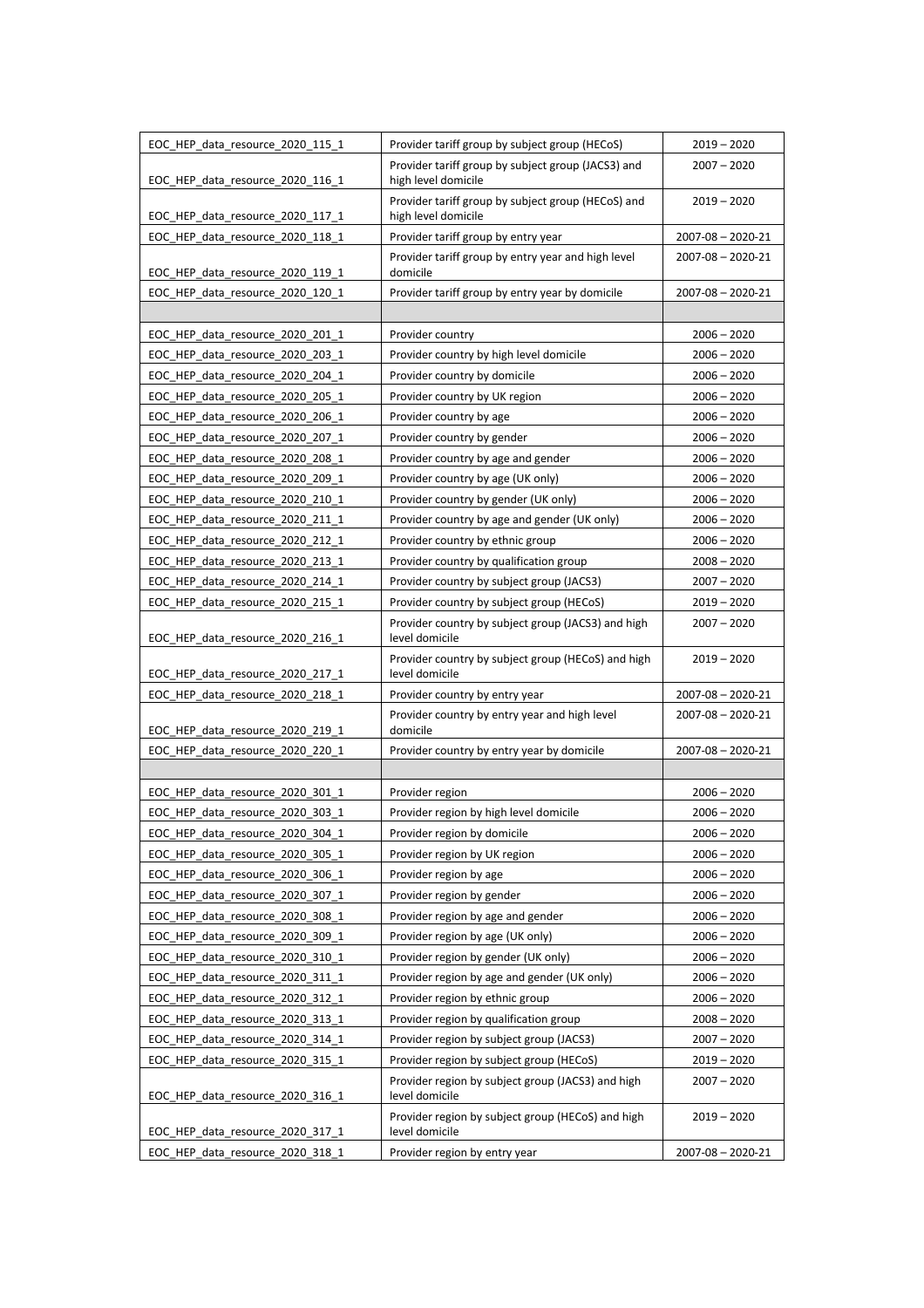| EOC_HEP_data_resource_2020_115_1 | Provider tariff group by subject group (HECoS) | 2019 – 2020 |
|---|---|---|
| EOC_HEP_data_resource_2020_116_1 | Provider tariff group by subject group (JACS3) and high level domicile | 2007 – 2020 |
| EOC_HEP_data_resource_2020_117_1 | Provider tariff group by subject group (HECoS) and high level domicile | 2019 – 2020 |
| EOC_HEP_data_resource_2020_118_1 | Provider tariff group by entry year | 2007-08 – 2020-21 |
| EOC_HEP_data_resource_2020_119_1 | Provider tariff group by entry year and high level domicile | 2007-08 – 2020-21 |
| EOC_HEP_data_resource_2020_120_1 | Provider tariff group by entry year by domicile | 2007-08 – 2020-21 |
| | | |
| EOC_HEP_data_resource_2020_201_1 | Provider country | 2006 – 2020 |
| EOC_HEP_data_resource_2020_203_1 | Provider country by high level domicile | 2006 – 2020 |
| EOC_HEP_data_resource_2020_204_1 | Provider country by domicile | 2006 – 2020 |
| EOC_HEP_data_resource_2020_205_1 | Provider country by UK region | 2006 – 2020 |
| EOC_HEP_data_resource_2020_206_1 | Provider country by age | 2006 – 2020 |
| EOC_HEP_data_resource_2020_207_1 | Provider country by gender | 2006 – 2020 |
| EOC_HEP_data_resource_2020_208_1 | Provider country by age and gender | 2006 – 2020 |
| EOC_HEP_data_resource_2020_209_1 | Provider country by age (UK only) | 2006 – 2020 |
| EOC_HEP_data_resource_2020_210_1 | Provider country by gender (UK only) | 2006 – 2020 |
| EOC_HEP_data_resource_2020_211_1 | Provider country by age and gender (UK only) | 2006 – 2020 |
| EOC_HEP_data_resource_2020_212_1 | Provider country by ethnic group | 2006 – 2020 |
| EOC_HEP_data_resource_2020_213_1 | Provider country by qualification group | 2008 – 2020 |
| EOC_HEP_data_resource_2020_214_1 | Provider country by subject group (JACS3) | 2007 – 2020 |
| EOC_HEP_data_resource_2020_215_1 | Provider country by subject group (HECoS) | 2019 – 2020 |
| EOC_HEP_data_resource_2020_216_1 | Provider country by subject group (JACS3) and high level domicile | 2007 – 2020 |
| EOC_HEP_data_resource_2020_217_1 | Provider country by subject group (HECoS) and high level domicile | 2019 – 2020 |
| EOC_HEP_data_resource_2020_218_1 | Provider country by entry year | 2007-08 – 2020-21 |
| EOC_HEP_data_resource_2020_219_1 | Provider country by entry year and high level domicile | 2007-08 – 2020-21 |
| EOC_HEP_data_resource_2020_220_1 | Provider country by entry year by domicile | 2007-08 – 2020-21 |
| | | |
| EOC_HEP_data_resource_2020_301_1 | Provider region | 2006 – 2020 |
| EOC_HEP_data_resource_2020_303_1 | Provider region by high level domicile | 2006 – 2020 |
| EOC_HEP_data_resource_2020_304_1 | Provider region by domicile | 2006 – 2020 |
| EOC_HEP_data_resource_2020_305_1 | Provider region by UK region | 2006 – 2020 |
| EOC_HEP_data_resource_2020_306_1 | Provider region by age | 2006 – 2020 |
| EOC_HEP_data_resource_2020_307_1 | Provider region by gender | 2006 – 2020 |
| EOC_HEP_data_resource_2020_308_1 | Provider region by age and gender | 2006 – 2020 |
| EOC_HEP_data_resource_2020_309_1 | Provider region by age (UK only) | 2006 – 2020 |
| EOC_HEP_data_resource_2020_310_1 | Provider region by gender (UK only) | 2006 – 2020 |
| EOC_HEP_data_resource_2020_311_1 | Provider region by age and gender (UK only) | 2006 – 2020 |
| EOC_HEP_data_resource_2020_312_1 | Provider region by ethnic group | 2006 – 2020 |
| EOC_HEP_data_resource_2020_313_1 | Provider region by qualification group | 2008 – 2020 |
| EOC_HEP_data_resource_2020_314_1 | Provider region by subject group (JACS3) | 2007 – 2020 |
| EOC_HEP_data_resource_2020_315_1 | Provider region by subject group (HECoS) | 2019 – 2020 |
| EOC_HEP_data_resource_2020_316_1 | Provider region by subject group (JACS3) and high level domicile | 2007 – 2020 |
| EOC_HEP_data_resource_2020_317_1 | Provider region by subject group (HECoS) and high level domicile | 2019 – 2020 |
| EOC_HEP_data_resource_2020_318_1 | Provider region by entry year | 2007-08 – 2020-21 |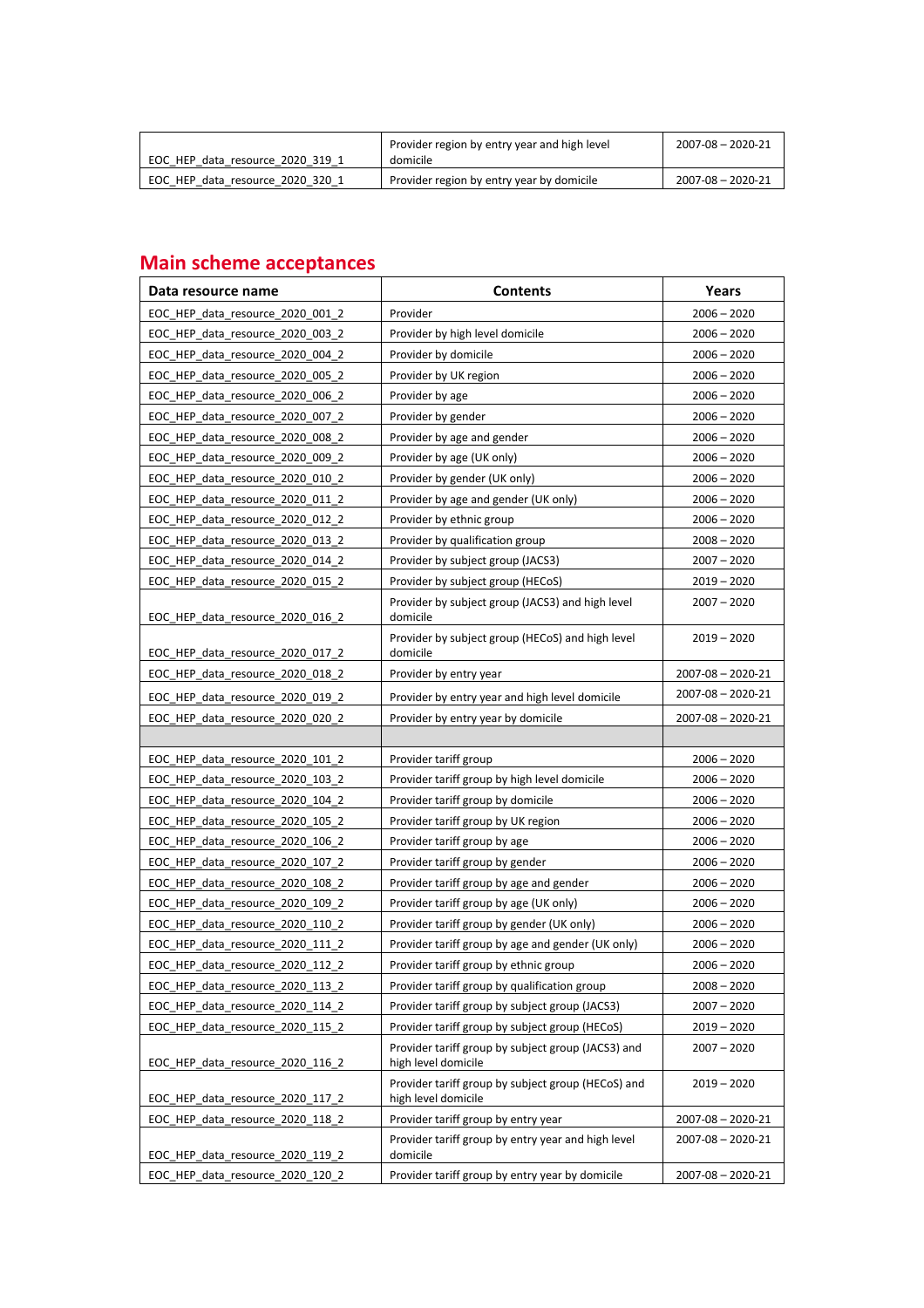| | | |
|---|---|---|
| EOC_HEP_data_resource_2020_319_1 | Provider region by entry year and high level domicile | 2007-08 – 2020-21 |
| EOC_HEP_data_resource_2020_320_1 | Provider region by entry year by domicile | 2007-08 – 2020-21 |

## Main scheme acceptances

| Data resource name | Contents | Years |
|---|---|---|
| EOC_HEP_data_resource_2020_001_2 | Provider | 2006 – 2020 |
| EOC_HEP_data_resource_2020_003_2 | Provider by high level domicile | 2006 – 2020 |
| EOC_HEP_data_resource_2020_004_2 | Provider by domicile | 2006 – 2020 |
| EOC_HEP_data_resource_2020_005_2 | Provider by UK region | 2006 – 2020 |
| EOC_HEP_data_resource_2020_006_2 | Provider by age | 2006 – 2020 |
| EOC_HEP_data_resource_2020_007_2 | Provider by gender | 2006 – 2020 |
| EOC_HEP_data_resource_2020_008_2 | Provider by age and gender | 2006 – 2020 |
| EOC_HEP_data_resource_2020_009_2 | Provider by age (UK only) | 2006 – 2020 |
| EOC_HEP_data_resource_2020_010_2 | Provider by gender (UK only) | 2006 – 2020 |
| EOC_HEP_data_resource_2020_011_2 | Provider by age and gender (UK only) | 2006 – 2020 |
| EOC_HEP_data_resource_2020_012_2 | Provider by ethnic group | 2006 – 2020 |
| EOC_HEP_data_resource_2020_013_2 | Provider by qualification group | 2008 – 2020 |
| EOC_HEP_data_resource_2020_014_2 | Provider by subject group (JACS3) | 2007 – 2020 |
| EOC_HEP_data_resource_2020_015_2 | Provider by subject group (HECoS) | 2019 – 2020 |
| EOC_HEP_data_resource_2020_016_2 | Provider by subject group (JACS3) and high level domicile | 2007 – 2020 |
| EOC_HEP_data_resource_2020_017_2 | Provider by subject group (HECoS) and high level domicile | 2019 – 2020 |
| EOC_HEP_data_resource_2020_018_2 | Provider by entry year | 2007-08 – 2020-21 |
| EOC_HEP_data_resource_2020_019_2 | Provider by entry year and high level domicile | 2007-08 – 2020-21 |
| EOC_HEP_data_resource_2020_020_2 | Provider by entry year by domicile | 2007-08 – 2020-21 |
| | | |
| EOC_HEP_data_resource_2020_101_2 | Provider tariff group | 2006 – 2020 |
| EOC_HEP_data_resource_2020_103_2 | Provider tariff group by high level domicile | 2006 – 2020 |
| EOC_HEP_data_resource_2020_104_2 | Provider tariff group by domicile | 2006 – 2020 |
| EOC_HEP_data_resource_2020_105_2 | Provider tariff group by UK region | 2006 – 2020 |
| EOC_HEP_data_resource_2020_106_2 | Provider tariff group by age | 2006 – 2020 |
| EOC_HEP_data_resource_2020_107_2 | Provider tariff group by gender | 2006 – 2020 |
| EOC_HEP_data_resource_2020_108_2 | Provider tariff group by age and gender | 2006 – 2020 |
| EOC_HEP_data_resource_2020_109_2 | Provider tariff group by age (UK only) | 2006 – 2020 |
| EOC_HEP_data_resource_2020_110_2 | Provider tariff group by gender (UK only) | 2006 – 2020 |
| EOC_HEP_data_resource_2020_111_2 | Provider tariff group by age and gender (UK only) | 2006 – 2020 |
| EOC_HEP_data_resource_2020_112_2 | Provider tariff group by ethnic group | 2006 – 2020 |
| EOC_HEP_data_resource_2020_113_2 | Provider tariff group by qualification group | 2008 – 2020 |
| EOC_HEP_data_resource_2020_114_2 | Provider tariff group by subject group (JACS3) | 2007 – 2020 |
| EOC_HEP_data_resource_2020_115_2 | Provider tariff group by subject group (HECoS) | 2019 – 2020 |
| EOC_HEP_data_resource_2020_116_2 | Provider tariff group by subject group (JACS3) and high level domicile | 2007 – 2020 |
| EOC_HEP_data_resource_2020_117_2 | Provider tariff group by subject group (HECoS) and high level domicile | 2019 – 2020 |
| EOC_HEP_data_resource_2020_118_2 | Provider tariff group by entry year | 2007-08 – 2020-21 |
| EOC_HEP_data_resource_2020_119_2 | Provider tariff group by entry year and high level domicile | 2007-08 – 2020-21 |
| EOC_HEP_data_resource_2020_120_2 | Provider tariff group by entry year by domicile | 2007-08 – 2020-21 |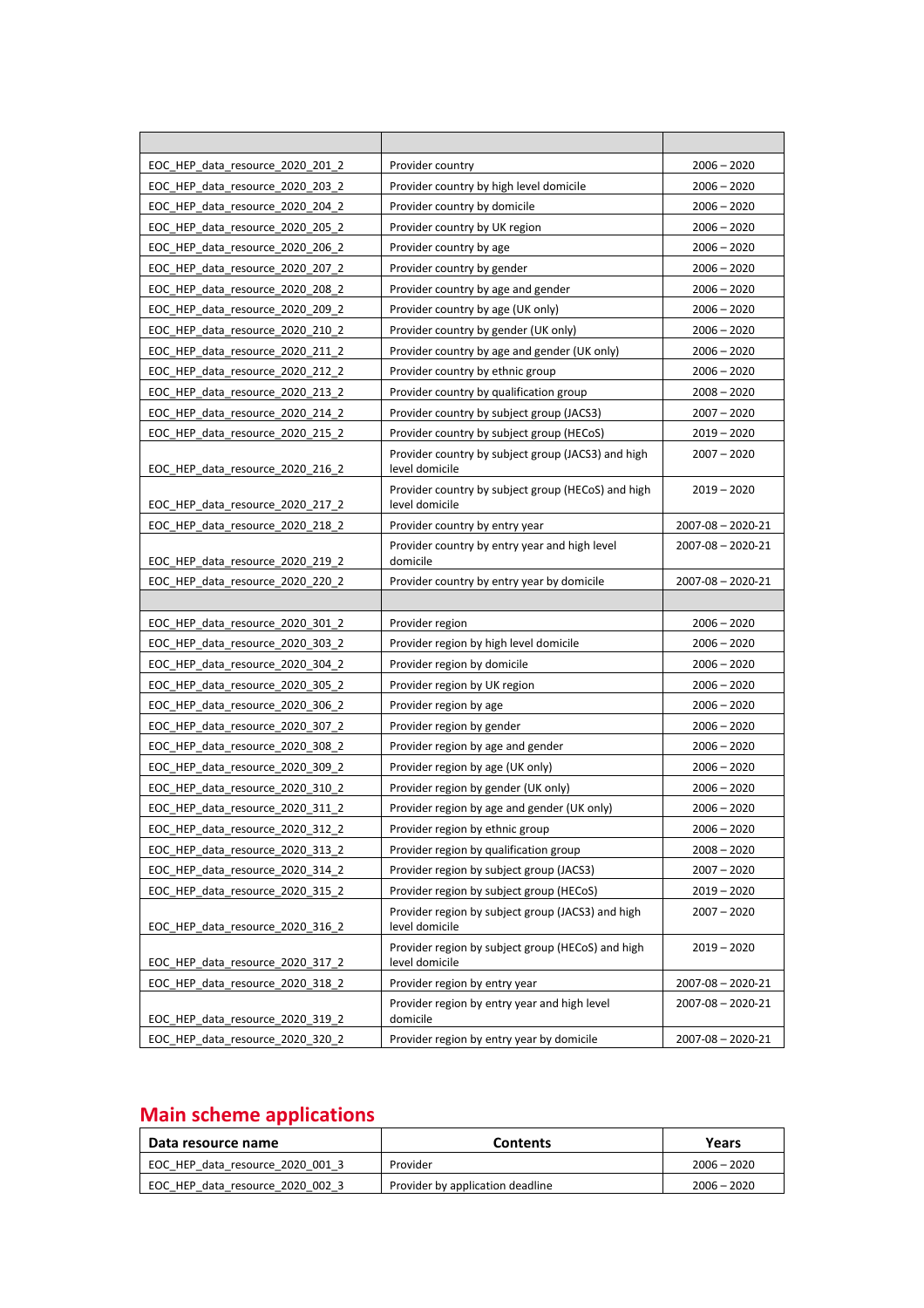| | | |
|---|---|---|
| EOC_HEP_data_resource_2020_201_2 | Provider country | 2006 – 2020 |
| EOC_HEP_data_resource_2020_203_2 | Provider country by high level domicile | 2006 – 2020 |
| EOC_HEP_data_resource_2020_204_2 | Provider country by domicile | 2006 – 2020 |
| EOC_HEP_data_resource_2020_205_2 | Provider country by UK region | 2006 – 2020 |
| EOC_HEP_data_resource_2020_206_2 | Provider country by age | 2006 – 2020 |
| EOC_HEP_data_resource_2020_207_2 | Provider country by gender | 2006 – 2020 |
| EOC_HEP_data_resource_2020_208_2 | Provider country by age and gender | 2006 – 2020 |
| EOC_HEP_data_resource_2020_209_2 | Provider country by age (UK only) | 2006 – 2020 |
| EOC_HEP_data_resource_2020_210_2 | Provider country by gender (UK only) | 2006 – 2020 |
| EOC_HEP_data_resource_2020_211_2 | Provider country by age and gender (UK only) | 2006 – 2020 |
| EOC_HEP_data_resource_2020_212_2 | Provider country by ethnic group | 2006 – 2020 |
| EOC_HEP_data_resource_2020_213_2 | Provider country by qualification group | 2008 – 2020 |
| EOC_HEP_data_resource_2020_214_2 | Provider country by subject group (JACS3) | 2007 – 2020 |
| EOC_HEP_data_resource_2020_215_2 | Provider country by subject group (HECoS) | 2019 – 2020 |
| EOC_HEP_data_resource_2020_216_2 | Provider country by subject group (JACS3) and high level domicile | 2007 – 2020 |
| EOC_HEP_data_resource_2020_217_2 | Provider country by subject group (HECoS) and high level domicile | 2019 – 2020 |
| EOC_HEP_data_resource_2020_218_2 | Provider country by entry year | 2007-08 – 2020-21 |
| EOC_HEP_data_resource_2020_219_2 | Provider country by entry year and high level domicile | 2007-08 – 2020-21 |
| EOC_HEP_data_resource_2020_220_2 | Provider country by entry year by domicile | 2007-08 – 2020-21 |
| | | |
| EOC_HEP_data_resource_2020_301_2 | Provider region | 2006 – 2020 |
| EOC_HEP_data_resource_2020_303_2 | Provider region by high level domicile | 2006 – 2020 |
| EOC_HEP_data_resource_2020_304_2 | Provider region by domicile | 2006 – 2020 |
| EOC_HEP_data_resource_2020_305_2 | Provider region by UK region | 2006 – 2020 |
| EOC_HEP_data_resource_2020_306_2 | Provider region by age | 2006 – 2020 |
| EOC_HEP_data_resource_2020_307_2 | Provider region by gender | 2006 – 2020 |
| EOC_HEP_data_resource_2020_308_2 | Provider region by age and gender | 2006 – 2020 |
| EOC_HEP_data_resource_2020_309_2 | Provider region by age (UK only) | 2006 – 2020 |
| EOC_HEP_data_resource_2020_310_2 | Provider region by gender (UK only) | 2006 – 2020 |
| EOC_HEP_data_resource_2020_311_2 | Provider region by age and gender (UK only) | 2006 – 2020 |
| EOC_HEP_data_resource_2020_312_2 | Provider region by ethnic group | 2006 – 2020 |
| EOC_HEP_data_resource_2020_313_2 | Provider region by qualification group | 2008 – 2020 |
| EOC_HEP_data_resource_2020_314_2 | Provider region by subject group (JACS3) | 2007 – 2020 |
| EOC_HEP_data_resource_2020_315_2 | Provider region by subject group (HECoS) | 2019 – 2020 |
| EOC_HEP_data_resource_2020_316_2 | Provider region by subject group (JACS3) and high level domicile | 2007 – 2020 |
| EOC_HEP_data_resource_2020_317_2 | Provider region by subject group (HECoS) and high level domicile | 2019 – 2020 |
| EOC_HEP_data_resource_2020_318_2 | Provider region by entry year | 2007-08 – 2020-21 |
| EOC_HEP_data_resource_2020_319_2 | Provider region by entry year and high level domicile | 2007-08 – 2020-21 |
| EOC_HEP_data_resource_2020_320_2 | Provider region by entry year by domicile | 2007-08 – 2020-21 |

## Main scheme applications

| Data resource name | Contents | Years |
|---|---|---|
| EOC_HEP_data_resource_2020_001_3 | Provider | 2006 – 2020 |
| EOC_HEP_data_resource_2020_002_3 | Provider by application deadline | 2006 – 2020 |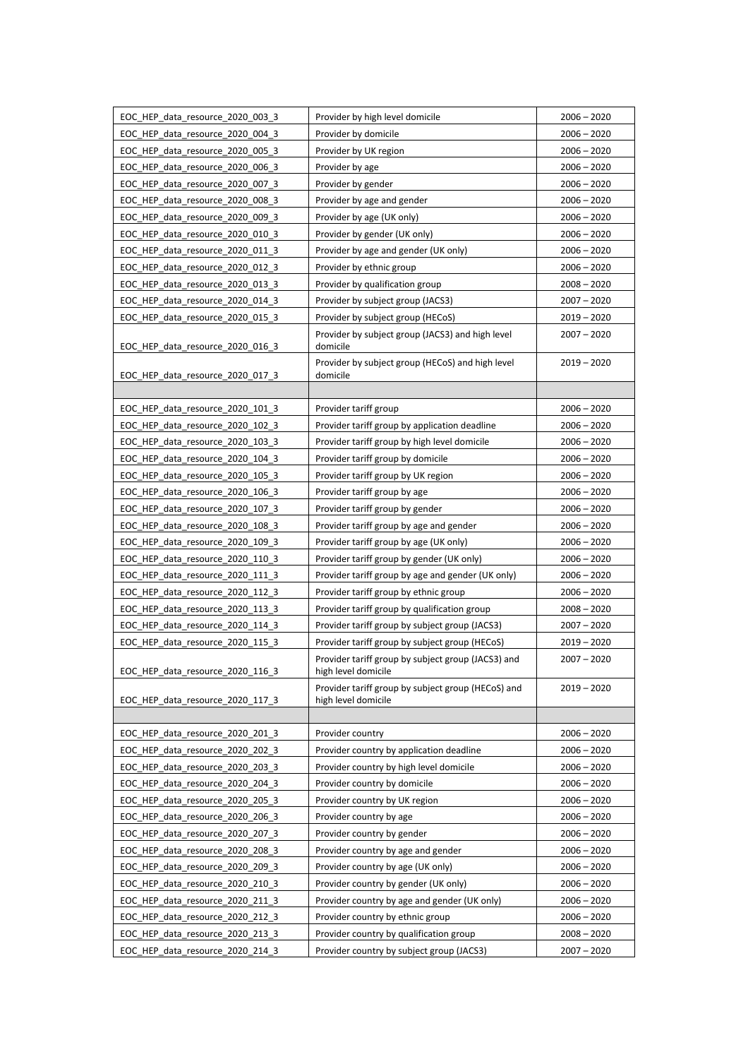| EOC_HEP_data_resource_2020_003_3 | Provider by high level domicile | 2006 – 2020 |
|---|---|---|
| EOC_HEP_data_resource_2020_004_3 | Provider by domicile | 2006 – 2020 |
| EOC_HEP_data_resource_2020_005_3 | Provider by UK region | 2006 – 2020 |
| EOC_HEP_data_resource_2020_006_3 | Provider by age | 2006 – 2020 |
| EOC_HEP_data_resource_2020_007_3 | Provider by gender | 2006 – 2020 |
| EOC_HEP_data_resource_2020_008_3 | Provider by age and gender | 2006 – 2020 |
| EOC_HEP_data_resource_2020_009_3 | Provider by age (UK only) | 2006 – 2020 |
| EOC_HEP_data_resource_2020_010_3 | Provider by gender (UK only) | 2006 – 2020 |
| EOC_HEP_data_resource_2020_011_3 | Provider by age and gender (UK only) | 2006 – 2020 |
| EOC_HEP_data_resource_2020_012_3 | Provider by ethnic group | 2006 – 2020 |
| EOC_HEP_data_resource_2020_013_3 | Provider by qualification group | 2008 – 2020 |
| EOC_HEP_data_resource_2020_014_3 | Provider by subject group (JACS3) | 2007 – 2020 |
| EOC_HEP_data_resource_2020_015_3 | Provider by subject group (HECoS) | 2019 – 2020 |
| EOC_HEP_data_resource_2020_016_3 | Provider by subject group (JACS3) and high level domicile | 2007 – 2020 |
| EOC_HEP_data_resource_2020_017_3 | Provider by subject group (HECoS) and high level domicile | 2019 – 2020 |
| | | |
| EOC_HEP_data_resource_2020_101_3 | Provider tariff group | 2006 – 2020 |
| EOC_HEP_data_resource_2020_102_3 | Provider tariff group by application deadline | 2006 – 2020 |
| EOC_HEP_data_resource_2020_103_3 | Provider tariff group by high level domicile | 2006 – 2020 |
| EOC_HEP_data_resource_2020_104_3 | Provider tariff group by domicile | 2006 – 2020 |
| EOC_HEP_data_resource_2020_105_3 | Provider tariff group by UK region | 2006 – 2020 |
| EOC_HEP_data_resource_2020_106_3 | Provider tariff group by age | 2006 – 2020 |
| EOC_HEP_data_resource_2020_107_3 | Provider tariff group by gender | 2006 – 2020 |
| EOC_HEP_data_resource_2020_108_3 | Provider tariff group by age and gender | 2006 – 2020 |
| EOC_HEP_data_resource_2020_109_3 | Provider tariff group by age (UK only) | 2006 – 2020 |
| EOC_HEP_data_resource_2020_110_3 | Provider tariff group by gender (UK only) | 2006 – 2020 |
| EOC_HEP_data_resource_2020_111_3 | Provider tariff group by age and gender (UK only) | 2006 – 2020 |
| EOC_HEP_data_resource_2020_112_3 | Provider tariff group by ethnic group | 2006 – 2020 |
| EOC_HEP_data_resource_2020_113_3 | Provider tariff group by qualification group | 2008 – 2020 |
| EOC_HEP_data_resource_2020_114_3 | Provider tariff group by subject group (JACS3) | 2007 – 2020 |
| EOC_HEP_data_resource_2020_115_3 | Provider tariff group by subject group (HECoS) | 2019 – 2020 |
| EOC_HEP_data_resource_2020_116_3 | Provider tariff group by subject group (JACS3) and high level domicile | 2007 – 2020 |
| EOC_HEP_data_resource_2020_117_3 | Provider tariff group by subject group (HECoS) and high level domicile | 2019 – 2020 |
| | | |
| EOC_HEP_data_resource_2020_201_3 | Provider country | 2006 – 2020 |
| EOC_HEP_data_resource_2020_202_3 | Provider country by application deadline | 2006 – 2020 |
| EOC_HEP_data_resource_2020_203_3 | Provider country by high level domicile | 2006 – 2020 |
| EOC_HEP_data_resource_2020_204_3 | Provider country by domicile | 2006 – 2020 |
| EOC_HEP_data_resource_2020_205_3 | Provider country by UK region | 2006 – 2020 |
| EOC_HEP_data_resource_2020_206_3 | Provider country by age | 2006 – 2020 |
| EOC_HEP_data_resource_2020_207_3 | Provider country by gender | 2006 – 2020 |
| EOC_HEP_data_resource_2020_208_3 | Provider country by age and gender | 2006 – 2020 |
| EOC_HEP_data_resource_2020_209_3 | Provider country by age (UK only) | 2006 – 2020 |
| EOC_HEP_data_resource_2020_210_3 | Provider country by gender (UK only) | 2006 – 2020 |
| EOC_HEP_data_resource_2020_211_3 | Provider country by age and gender (UK only) | 2006 – 2020 |
| EOC_HEP_data_resource_2020_212_3 | Provider country by ethnic group | 2006 – 2020 |
| EOC_HEP_data_resource_2020_213_3 | Provider country by qualification group | 2008 – 2020 |
| EOC_HEP_data_resource_2020_214_3 | Provider country by subject group (JACS3) | 2007 – 2020 |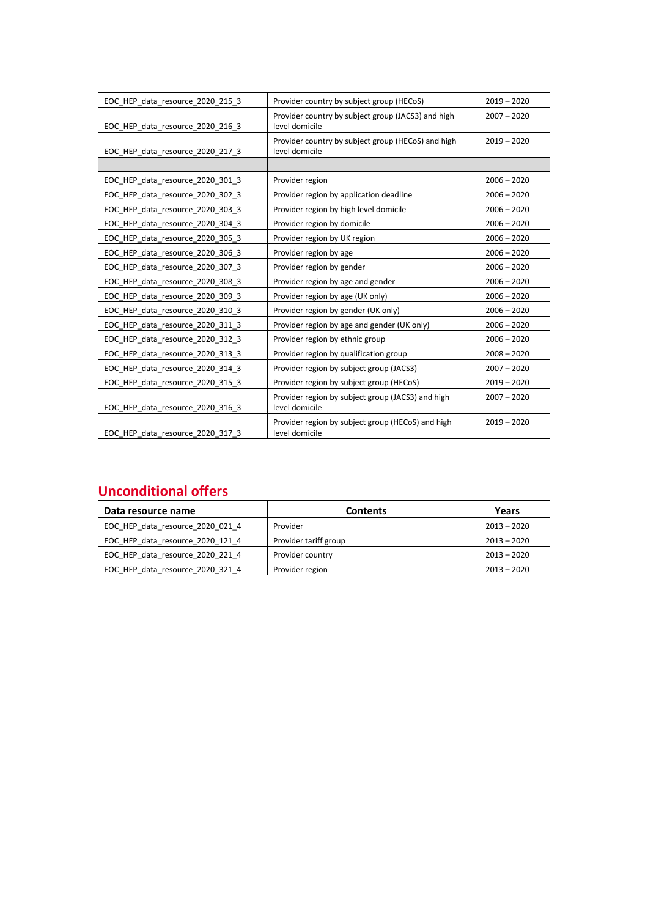| | | |
|---|---|---|
| EOC_HEP_data_resource_2020_215_3 | Provider country by subject group (HECoS) | 2019 – 2020 |
| EOC_HEP_data_resource_2020_216_3 | Provider country by subject group (JACS3) and high level domicile | 2007 – 2020 |
| EOC_HEP_data_resource_2020_217_3 | Provider country by subject group (HECoS) and high level domicile | 2019 – 2020 |
| | | |
| EOC_HEP_data_resource_2020_301_3 | Provider region | 2006 – 2020 |
| EOC_HEP_data_resource_2020_302_3 | Provider region by application deadline | 2006 – 2020 |
| EOC_HEP_data_resource_2020_303_3 | Provider region by high level domicile | 2006 – 2020 |
| EOC_HEP_data_resource_2020_304_3 | Provider region by domicile | 2006 – 2020 |
| EOC_HEP_data_resource_2020_305_3 | Provider region by UK region | 2006 – 2020 |
| EOC_HEP_data_resource_2020_306_3 | Provider region by age | 2006 – 2020 |
| EOC_HEP_data_resource_2020_307_3 | Provider region by gender | 2006 – 2020 |
| EOC_HEP_data_resource_2020_308_3 | Provider region by age and gender | 2006 – 2020 |
| EOC_HEP_data_resource_2020_309_3 | Provider region by age (UK only) | 2006 – 2020 |
| EOC_HEP_data_resource_2020_310_3 | Provider region by gender (UK only) | 2006 – 2020 |
| EOC_HEP_data_resource_2020_311_3 | Provider region by age and gender (UK only) | 2006 – 2020 |
| EOC_HEP_data_resource_2020_312_3 | Provider region by ethnic group | 2006 – 2020 |
| EOC_HEP_data_resource_2020_313_3 | Provider region by qualification group | 2008 – 2020 |
| EOC_HEP_data_resource_2020_314_3 | Provider region by subject group (JACS3) | 2007 – 2020 |
| EOC_HEP_data_resource_2020_315_3 | Provider region by subject group (HECoS) | 2019 – 2020 |
| EOC_HEP_data_resource_2020_316_3 | Provider region by subject group (JACS3) and high level domicile | 2007 – 2020 |
| EOC_HEP_data_resource_2020_317_3 | Provider region by subject group (HECoS) and high level domicile | 2019 – 2020 |

## Unconditional offers

| Data resource name | Contents | Years |
|---|---|---|
| EOC_HEP_data_resource_2020_021_4 | Provider | 2013 – 2020 |
| EOC_HEP_data_resource_2020_121_4 | Provider tariff group | 2013 – 2020 |
| EOC_HEP_data_resource_2020_221_4 | Provider country | 2013 – 2020 |
| EOC_HEP_data_resource_2020_321_4 | Provider region | 2013 – 2020 |